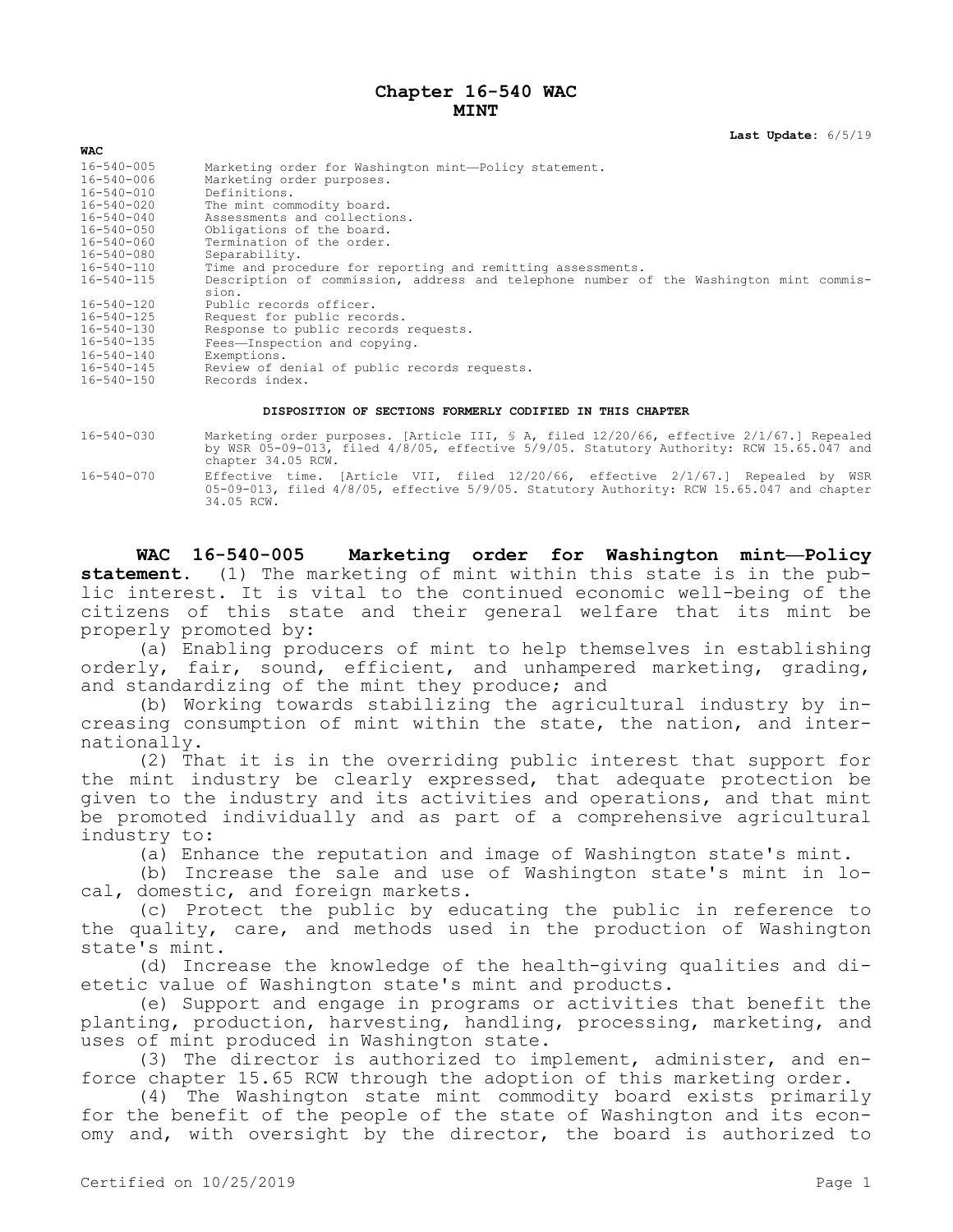# Chapter 16-540 WAC
# MINT

**Last Update:** 6/5/19

| WAC | |
|---|---|
| 16-540-005 | Marketing order for Washington mint—Policy statement. |
| 16-540-006 | Marketing order purposes. |
| 16-540-010 | Definitions. |
| 16-540-020 | The mint commodity board. |
| 16-540-040 | Assessments and collections. |
| 16-540-050 | Obligations of the board. |
| 16-540-060 | Termination of the order. |
| 16-540-080 | Separability. |
| 16-540-110 | Time and procedure for reporting and remitting assessments. |
| 16-540-115 | Description of commission, address and telephone number of the Washington mint commission. |
| 16-540-120 | Public records officer. |
| 16-540-125 | Request for public records. |
| 16-540-130 | Response to public records requests. |
| 16-540-135 | Fees—Inspection and copying. |
| 16-540-140 | Exemptions. |
| 16-540-145 | Review of denial of public records requests. |
| 16-540-150 | Records index. |

**DISPOSITION OF SECTIONS FORMERLY CODIFIED IN THIS CHAPTER**

| | |
|---|---|
| 16-540-030 | Marketing order purposes. [Article III, § A, filed 12/20/66, effective 2/1/67.] Repealed by WSR 05-09-013, filed 4/8/05, effective 5/9/05. Statutory Authority: RCW 15.65.047 and chapter 34.05 RCW. |
| 16-540-070 | Effective time. [Article VII, filed 12/20/66, effective 2/1/67.] Repealed by WSR 05-09-013, filed 4/8/05, effective 5/9/05. Statutory Authority: RCW 15.65.047 and chapter 34.05 RCW. |

**WAC 16-540-005 Marketing order for Washington mint—Policy statement.** (1) The marketing of mint within this state is in the public interest. It is vital to the continued economic well-being of the citizens of this state and their general welfare that its mint be properly promoted by:

(a) Enabling producers of mint to help themselves in establishing orderly, fair, sound, efficient, and unhampered marketing, grading, and standardizing of the mint they produce; and

(b) Working towards stabilizing the agricultural industry by increasing consumption of mint within the state, the nation, and internationally.

(2) That it is in the overriding public interest that support for the mint industry be clearly expressed, that adequate protection be given to the industry and its activities and operations, and that mint be promoted individually and as part of a comprehensive agricultural industry to:

(a) Enhance the reputation and image of Washington state's mint.

(b) Increase the sale and use of Washington state's mint in local, domestic, and foreign markets.

(c) Protect the public by educating the public in reference to the quality, care, and methods used in the production of Washington state's mint.

(d) Increase the knowledge of the health-giving qualities and dietetic value of Washington state's mint and products.

(e) Support and engage in programs or activities that benefit the planting, production, harvesting, handling, processing, marketing, and uses of mint produced in Washington state.

(3) The director is authorized to implement, administer, and enforce chapter 15.65 RCW through the adoption of this marketing order.

(4) The Washington state mint commodity board exists primarily for the benefit of the people of the state of Washington and its economy and, with oversight by the director, the board is authorized to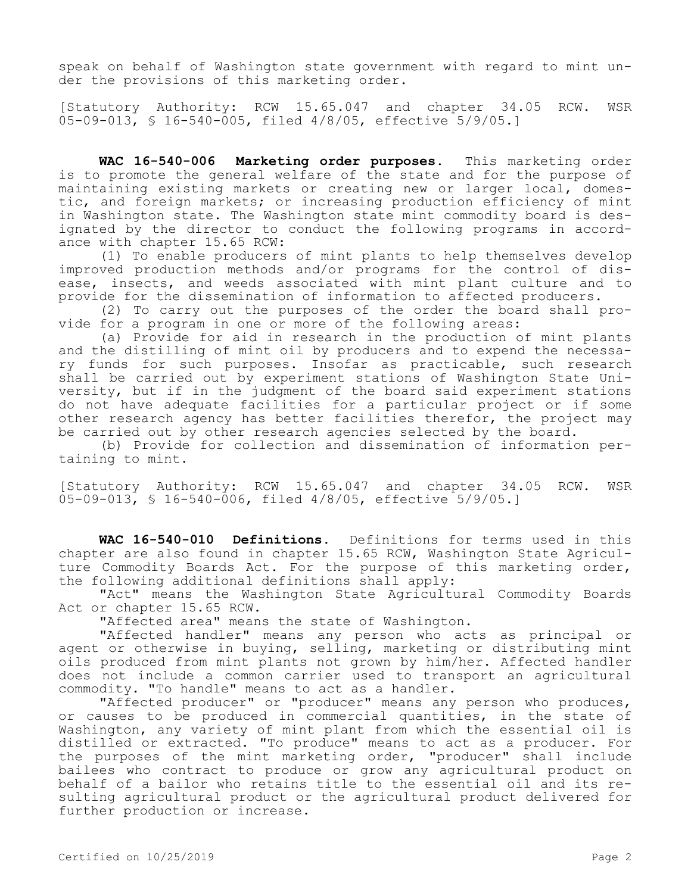speak on behalf of Washington state government with regard to mint under the provisions of this marketing order.

[Statutory Authority: RCW 15.65.047 and chapter 34.05 RCW. WSR 05-09-013, § 16-540-005, filed 4/8/05, effective 5/9/05.]

**WAC 16-540-006 Marketing order purposes.** This marketing order is to promote the general welfare of the state and for the purpose of maintaining existing markets or creating new or larger local, domestic, and foreign markets; or increasing production efficiency of mint in Washington state. The Washington state mint commodity board is designated by the director to conduct the following programs in accordance with chapter 15.65 RCW:

(1) To enable producers of mint plants to help themselves develop improved production methods and/or programs for the control of disease, insects, and weeds associated with mint plant culture and to provide for the dissemination of information to affected producers.

(2) To carry out the purposes of the order the board shall provide for a program in one or more of the following areas:

(a) Provide for aid in research in the production of mint plants and the distilling of mint oil by producers and to expend the necessary funds for such purposes. Insofar as practicable, such research shall be carried out by experiment stations of Washington State University, but if in the judgment of the board said experiment stations do not have adequate facilities for a particular project or if some other research agency has better facilities therefor, the project may be carried out by other research agencies selected by the board.

(b) Provide for collection and dissemination of information pertaining to mint.

[Statutory Authority: RCW 15.65.047 and chapter 34.05 RCW. WSR 05-09-013, § 16-540-006, filed 4/8/05, effective 5/9/05.]

**WAC 16-540-010 Definitions.** Definitions for terms used in this chapter are also found in chapter 15.65 RCW, Washington State Agriculture Commodity Boards Act. For the purpose of this marketing order, the following additional definitions shall apply:

"Act" means the Washington State Agricultural Commodity Boards Act or chapter 15.65 RCW.

"Affected area" means the state of Washington.

"Affected handler" means any person who acts as principal or agent or otherwise in buying, selling, marketing or distributing mint oils produced from mint plants not grown by him/her. Affected handler does not include a common carrier used to transport an agricultural commodity. "To handle" means to act as a handler.

"Affected producer" or "producer" means any person who produces, or causes to be produced in commercial quantities, in the state of Washington, any variety of mint plant from which the essential oil is distilled or extracted. "To produce" means to act as a producer. For the purposes of the mint marketing order, "producer" shall include bailees who contract to produce or grow any agricultural product on behalf of a bailor who retains title to the essential oil and its resulting agricultural product or the agricultural product delivered for further production or increase.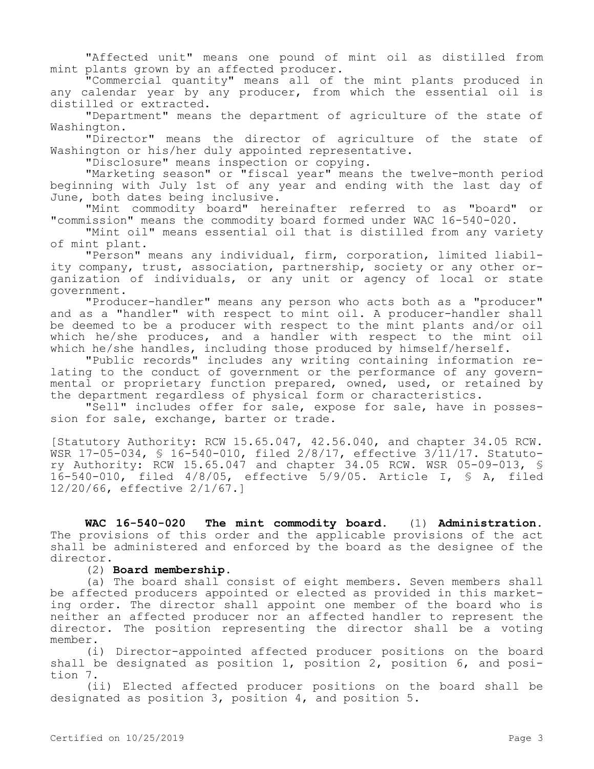"Affected unit" means one pound of mint oil as distilled from mint plants grown by an affected producer.

"Commercial quantity" means all of the mint plants produced in any calendar year by any producer, from which the essential oil is distilled or extracted.

"Department" means the department of agriculture of the state of Washington.

"Director" means the director of agriculture of the state of Washington or his/her duly appointed representative.

"Disclosure" means inspection or copying.

"Marketing season" or "fiscal year" means the twelve-month period beginning with July 1st of any year and ending with the last day of June, both dates being inclusive.

"Mint commodity board" hereinafter referred to as "board" or "commission" means the commodity board formed under WAC 16-540-020.

"Mint oil" means essential oil that is distilled from any variety of mint plant.

"Person" means any individual, firm, corporation, limited liability company, trust, association, partnership, society or any other organization of individuals, or any unit or agency of local or state government.

"Producer-handler" means any person who acts both as a "producer" and as a "handler" with respect to mint oil. A producer-handler shall be deemed to be a producer with respect to the mint plants and/or oil which he/she produces, and a handler with respect to the mint oil which he/she handles, including those produced by himself/herself.

"Public records" includes any writing containing information relating to the conduct of government or the performance of any governmental or proprietary function prepared, owned, used, or retained by the department regardless of physical form or characteristics.

"Sell" includes offer for sale, expose for sale, have in possession for sale, exchange, barter or trade.

[Statutory Authority: RCW 15.65.047, 42.56.040, and chapter 34.05 RCW. WSR 17-05-034, § 16-540-010, filed 2/8/17, effective 3/11/17. Statutory Authority: RCW 15.65.047 and chapter 34.05 RCW. WSR 05-09-013, § 16-540-010, filed 4/8/05, effective 5/9/05. Article I, § A, filed 12/20/66, effective 2/1/67.]

**WAC 16-540-020 The mint commodity board.** (1) **Administration.** The provisions of this order and the applicable provisions of the act shall be administered and enforced by the board as the designee of the director.

(2) **Board membership.**

(a) The board shall consist of eight members. Seven members shall be affected producers appointed or elected as provided in this marketing order. The director shall appoint one member of the board who is neither an affected producer nor an affected handler to represent the director. The position representing the director shall be a voting member.

(i) Director-appointed affected producer positions on the board shall be designated as position 1, position 2, position 6, and position 7.

(ii) Elected affected producer positions on the board shall be designated as position 3, position 4, and position 5.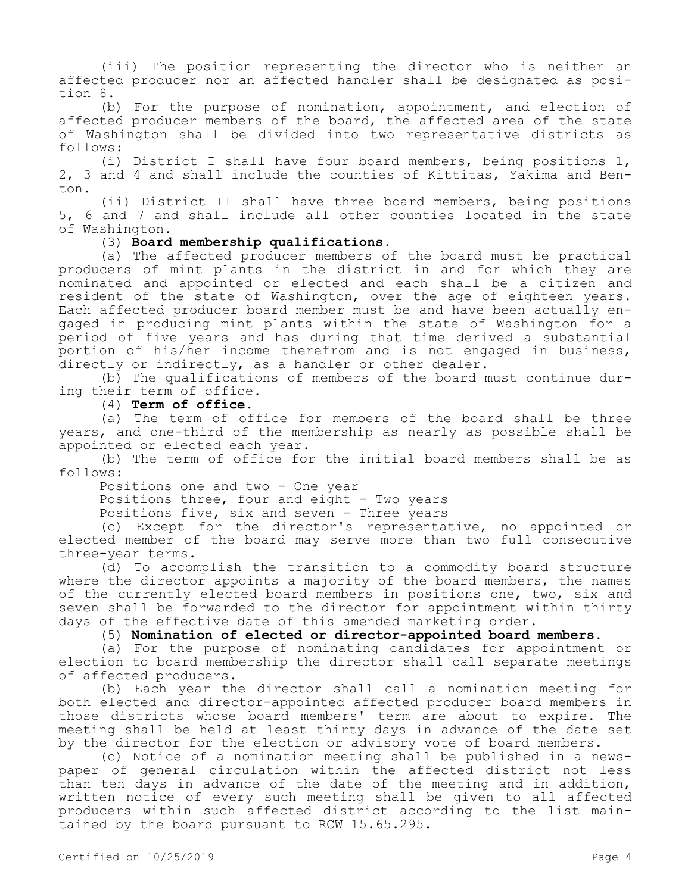(iii) The position representing the director who is neither an affected producer nor an affected handler shall be designated as position 8.

(b) For the purpose of nomination, appointment, and election of affected producer members of the board, the affected area of the state of Washington shall be divided into two representative districts as follows:

(i) District I shall have four board members, being positions 1, 2, 3 and 4 and shall include the counties of Kittitas, Yakima and Benton.

(ii) District II shall have three board members, being positions 5, 6 and 7 and shall include all other counties located in the state of Washington.

(3) **Board membership qualifications.**

(a) The affected producer members of the board must be practical producers of mint plants in the district in and for which they are nominated and appointed or elected and each shall be a citizen and resident of the state of Washington, over the age of eighteen years. Each affected producer board member must be and have been actually engaged in producing mint plants within the state of Washington for a period of five years and has during that time derived a substantial portion of his/her income therefrom and is not engaged in business, directly or indirectly, as a handler or other dealer.

(b) The qualifications of members of the board must continue during their term of office.

(4) **Term of office.**

(a) The term of office for members of the board shall be three years, and one-third of the membership as nearly as possible shall be appointed or elected each year.

(b) The term of office for the initial board members shall be as follows:

Positions one and two - One year

Positions three, four and eight - Two years

Positions five, six and seven - Three years

(c) Except for the director's representative, no appointed or elected member of the board may serve more than two full consecutive three-year terms.

(d) To accomplish the transition to a commodity board structure where the director appoints a majority of the board members, the names of the currently elected board members in positions one, two, six and seven shall be forwarded to the director for appointment within thirty days of the effective date of this amended marketing order.

(5) **Nomination of elected or director-appointed board members.**

(a) For the purpose of nominating candidates for appointment or election to board membership the director shall call separate meetings of affected producers.

(b) Each year the director shall call a nomination meeting for both elected and director-appointed affected producer board members in those districts whose board members' term are about to expire. The meeting shall be held at least thirty days in advance of the date set by the director for the election or advisory vote of board members.

(c) Notice of a nomination meeting shall be published in a newspaper of general circulation within the affected district not less than ten days in advance of the date of the meeting and in addition, written notice of every such meeting shall be given to all affected producers within such affected district according to the list maintained by the board pursuant to RCW 15.65.295.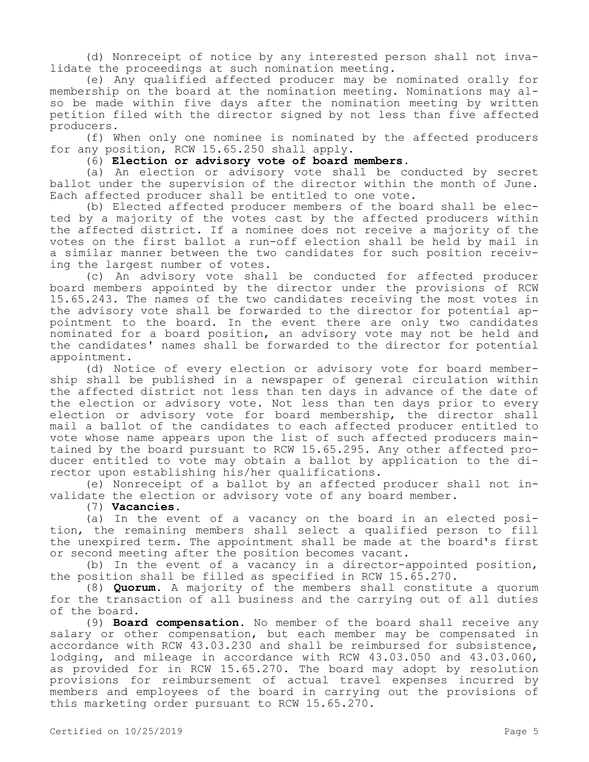(d) Nonreceipt of notice by any interested person shall not invalidate the proceedings at such nomination meeting.

(e) Any qualified affected producer may be nominated orally for membership on the board at the nomination meeting. Nominations may also be made within five days after the nomination meeting by written petition filed with the director signed by not less than five affected producers.

(f) When only one nominee is nominated by the affected producers for any position, RCW 15.65.250 shall apply.

(6) **Election or advisory vote of board members.**

(a) An election or advisory vote shall be conducted by secret ballot under the supervision of the director within the month of June. Each affected producer shall be entitled to one vote.

(b) Elected affected producer members of the board shall be elected by a majority of the votes cast by the affected producers within the affected district. If a nominee does not receive a majority of the votes on the first ballot a run-off election shall be held by mail in a similar manner between the two candidates for such position receiving the largest number of votes.

(c) An advisory vote shall be conducted for affected producer board members appointed by the director under the provisions of RCW 15.65.243. The names of the two candidates receiving the most votes in the advisory vote shall be forwarded to the director for potential appointment to the board. In the event there are only two candidates nominated for a board position, an advisory vote may not be held and the candidates' names shall be forwarded to the director for potential appointment.

(d) Notice of every election or advisory vote for board membership shall be published in a newspaper of general circulation within the affected district not less than ten days in advance of the date of the election or advisory vote. Not less than ten days prior to every election or advisory vote for board membership, the director shall mail a ballot of the candidates to each affected producer entitled to vote whose name appears upon the list of such affected producers maintained by the board pursuant to RCW 15.65.295. Any other affected producer entitled to vote may obtain a ballot by application to the director upon establishing his/her qualifications.

(e) Nonreceipt of a ballot by an affected producer shall not invalidate the election or advisory vote of any board member.

(7) **Vacancies.**

(a) In the event of a vacancy on the board in an elected position, the remaining members shall select a qualified person to fill the unexpired term. The appointment shall be made at the board's first or second meeting after the position becomes vacant.

(b) In the event of a vacancy in a director-appointed position, the position shall be filled as specified in RCW 15.65.270.

(8) **Quorum.** A majority of the members shall constitute a quorum for the transaction of all business and the carrying out of all duties of the board.

(9) **Board compensation.** No member of the board shall receive any salary or other compensation, but each member may be compensated in accordance with RCW 43.03.230 and shall be reimbursed for subsistence, lodging, and mileage in accordance with RCW 43.03.050 and 43.03.060, as provided for in RCW 15.65.270. The board may adopt by resolution provisions for reimbursement of actual travel expenses incurred by members and employees of the board in carrying out the provisions of this marketing order pursuant to RCW 15.65.270.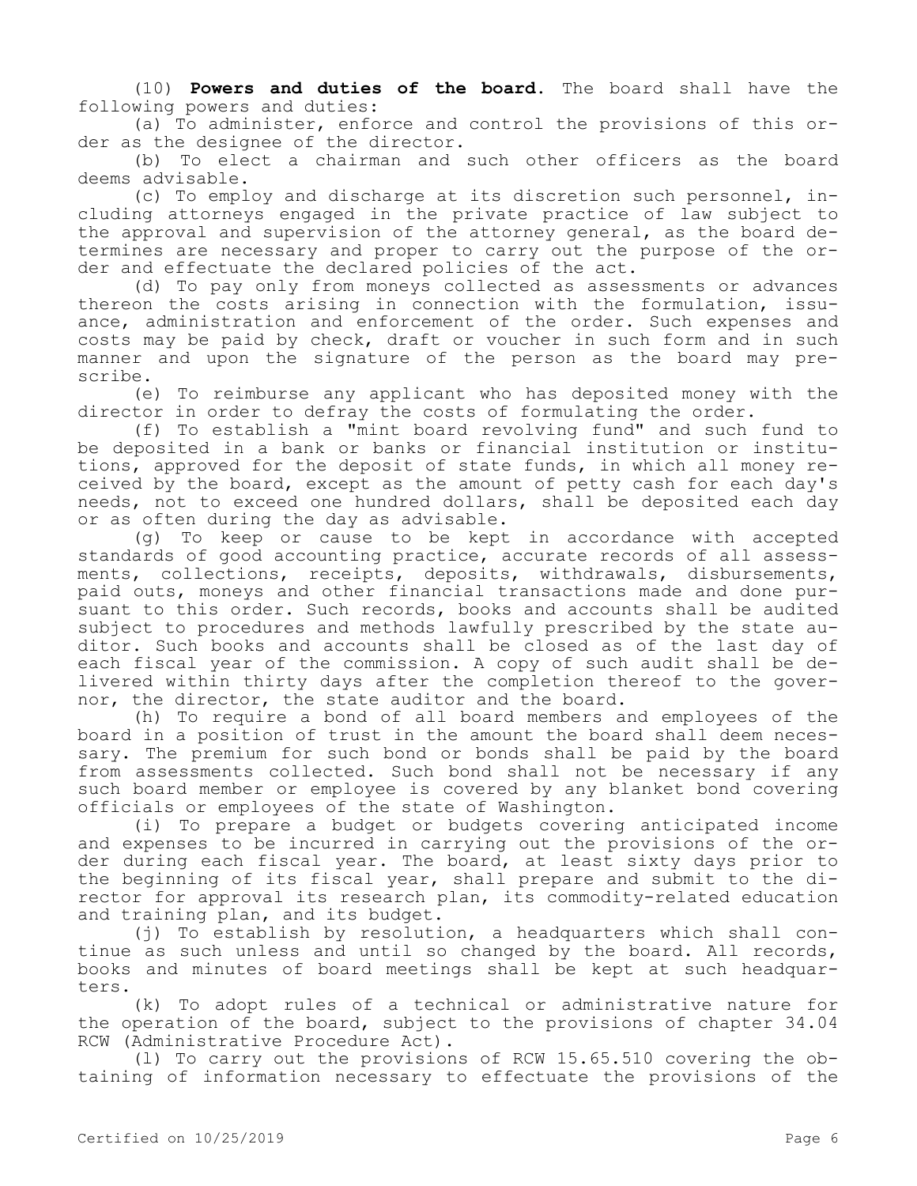(10) **Powers and duties of the board.** The board shall have the following powers and duties:

(a) To administer, enforce and control the provisions of this order as the designee of the director.

(b) To elect a chairman and such other officers as the board deems advisable.

(c) To employ and discharge at its discretion such personnel, including attorneys engaged in the private practice of law subject to the approval and supervision of the attorney general, as the board determines are necessary and proper to carry out the purpose of the order and effectuate the declared policies of the act.

(d) To pay only from moneys collected as assessments or advances thereon the costs arising in connection with the formulation, issuance, administration and enforcement of the order. Such expenses and costs may be paid by check, draft or voucher in such form and in such manner and upon the signature of the person as the board may prescribe.

(e) To reimburse any applicant who has deposited money with the director in order to defray the costs of formulating the order.

(f) To establish a "mint board revolving fund" and such fund to be deposited in a bank or banks or financial institution or institutions, approved for the deposit of state funds, in which all money received by the board, except as the amount of petty cash for each day's needs, not to exceed one hundred dollars, shall be deposited each day or as often during the day as advisable.

(g) To keep or cause to be kept in accordance with accepted standards of good accounting practice, accurate records of all assessments, collections, receipts, deposits, withdrawals, disbursements, paid outs, moneys and other financial transactions made and done pursuant to this order. Such records, books and accounts shall be audited subject to procedures and methods lawfully prescribed by the state auditor. Such books and accounts shall be closed as of the last day of each fiscal year of the commission. A copy of such audit shall be delivered within thirty days after the completion thereof to the governor, the director, the state auditor and the board.

(h) To require a bond of all board members and employees of the board in a position of trust in the amount the board shall deem necessary. The premium for such bond or bonds shall be paid by the board from assessments collected. Such bond shall not be necessary if any such board member or employee is covered by any blanket bond covering officials or employees of the state of Washington.

(i) To prepare a budget or budgets covering anticipated income and expenses to be incurred in carrying out the provisions of the order during each fiscal year. The board, at least sixty days prior to the beginning of its fiscal year, shall prepare and submit to the director for approval its research plan, its commodity-related education and training plan, and its budget.

(j) To establish by resolution, a headquarters which shall continue as such unless and until so changed by the board. All records, books and minutes of board meetings shall be kept at such headquarters.

(k) To adopt rules of a technical or administrative nature for the operation of the board, subject to the provisions of chapter 34.04 RCW (Administrative Procedure Act).

(l) To carry out the provisions of RCW 15.65.510 covering the obtaining of information necessary to effectuate the provisions of the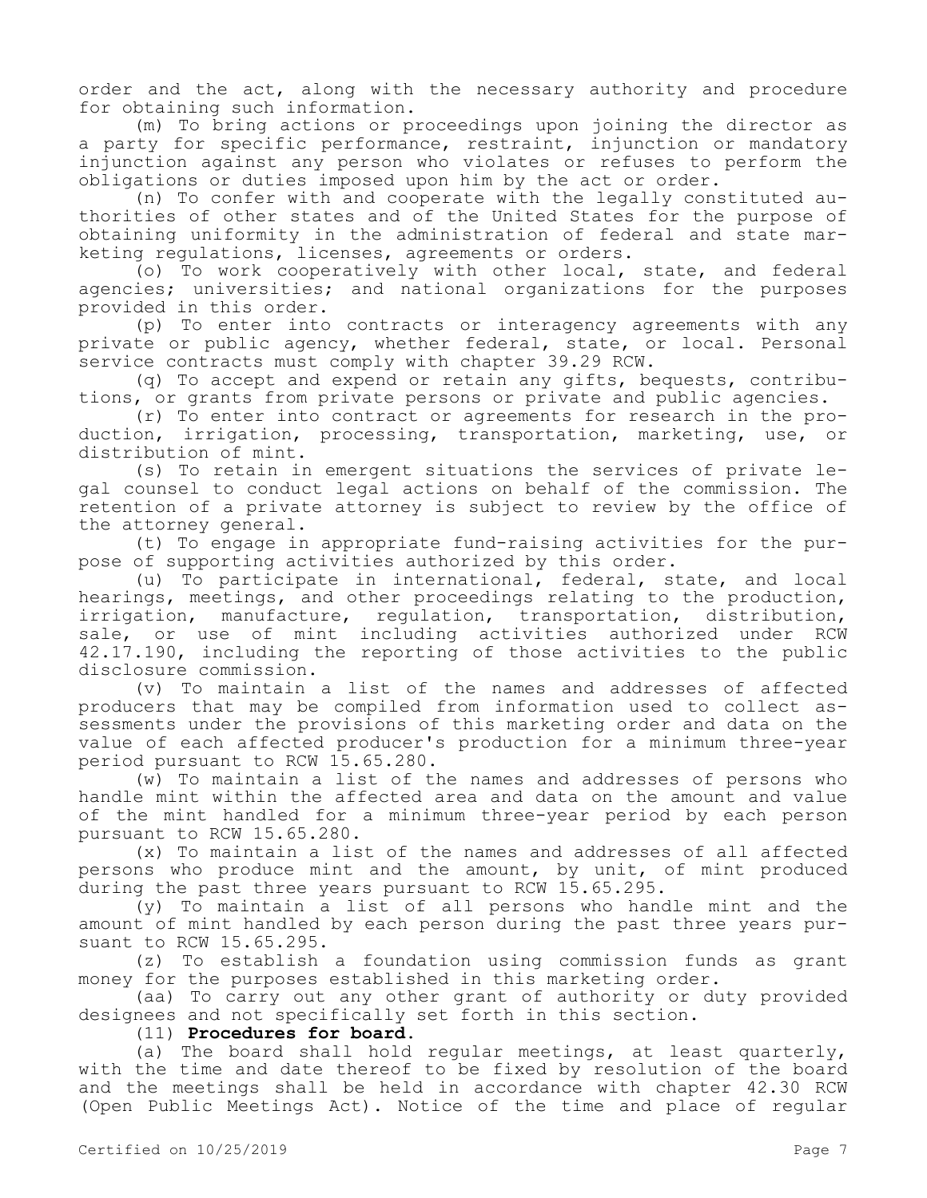order and the act, along with the necessary authority and procedure for obtaining such information.

(m) To bring actions or proceedings upon joining the director as a party for specific performance, restraint, injunction or mandatory injunction against any person who violates or refuses to perform the obligations or duties imposed upon him by the act or order.

(n) To confer with and cooperate with the legally constituted authorities of other states and of the United States for the purpose of obtaining uniformity in the administration of federal and state marketing regulations, licenses, agreements or orders.

(o) To work cooperatively with other local, state, and federal agencies; universities; and national organizations for the purposes provided in this order.

(p) To enter into contracts or interagency agreements with any private or public agency, whether federal, state, or local. Personal service contracts must comply with chapter 39.29 RCW.

(q) To accept and expend or retain any gifts, bequests, contributions, or grants from private persons or private and public agencies.

(r) To enter into contract or agreements for research in the production, irrigation, processing, transportation, marketing, use, or distribution of mint.

(s) To retain in emergent situations the services of private legal counsel to conduct legal actions on behalf of the commission. The retention of a private attorney is subject to review by the office of the attorney general.

(t) To engage in appropriate fund-raising activities for the purpose of supporting activities authorized by this order.

(u) To participate in international, federal, state, and local hearings, meetings, and other proceedings relating to the production, irrigation, manufacture, regulation, transportation, distribution, sale, or use of mint including activities authorized under RCW 42.17.190, including the reporting of those activities to the public disclosure commission.

(v) To maintain a list of the names and addresses of affected producers that may be compiled from information used to collect assessments under the provisions of this marketing order and data on the value of each affected producer's production for a minimum three-year period pursuant to RCW 15.65.280.

(w) To maintain a list of the names and addresses of persons who handle mint within the affected area and data on the amount and value of the mint handled for a minimum three-year period by each person pursuant to RCW 15.65.280.

(x) To maintain a list of the names and addresses of all affected persons who produce mint and the amount, by unit, of mint produced during the past three years pursuant to RCW 15.65.295.

(y) To maintain a list of all persons who handle mint and the amount of mint handled by each person during the past three years pursuant to RCW 15.65.295.

(z) To establish a foundation using commission funds as grant money for the purposes established in this marketing order.

(aa) To carry out any other grant of authority or duty provided designees and not specifically set forth in this section.

(11) **Procedures for board.**

(a) The board shall hold regular meetings, at least quarterly, with the time and date thereof to be fixed by resolution of the board and the meetings shall be held in accordance with chapter 42.30 RCW (Open Public Meetings Act). Notice of the time and place of regular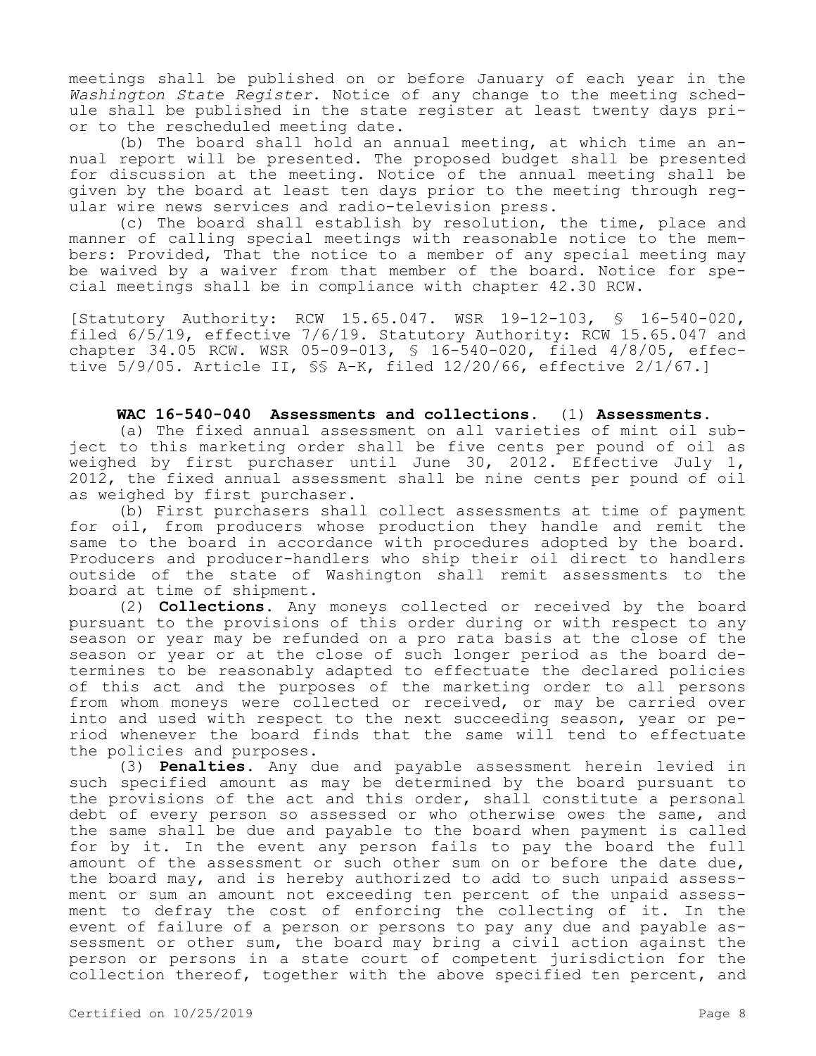meetings shall be published on or before January of each year in the *Washington State Register*. Notice of any change to the meeting schedule shall be published in the state register at least twenty days prior to the rescheduled meeting date.

(b) The board shall hold an annual meeting, at which time an annual report will be presented. The proposed budget shall be presented for discussion at the meeting. Notice of the annual meeting shall be given by the board at least ten days prior to the meeting through regular wire news services and radio-television press.

(c) The board shall establish by resolution, the time, place and manner of calling special meetings with reasonable notice to the members: Provided, That the notice to a member of any special meeting may be waived by a waiver from that member of the board. Notice for special meetings shall be in compliance with chapter 42.30 RCW.

[Statutory Authority: RCW 15.65.047. WSR 19-12-103, § 16-540-020, filed 6/5/19, effective 7/6/19. Statutory Authority: RCW 15.65.047 and chapter 34.05 RCW. WSR 05-09-013, § 16-540-020, filed 4/8/05, effective 5/9/05. Article II, §§ A-K, filed 12/20/66, effective 2/1/67.]

**WAC 16-540-040 Assessments and collections.** (1) **Assessments.**

(a) The fixed annual assessment on all varieties of mint oil subject to this marketing order shall be five cents per pound of oil as weighed by first purchaser until June 30, 2012. Effective July 1, 2012, the fixed annual assessment shall be nine cents per pound of oil as weighed by first purchaser.

(b) First purchasers shall collect assessments at time of payment for oil, from producers whose production they handle and remit the same to the board in accordance with procedures adopted by the board. Producers and producer-handlers who ship their oil direct to handlers outside of the state of Washington shall remit assessments to the board at time of shipment.

(2) **Collections.** Any moneys collected or received by the board pursuant to the provisions of this order during or with respect to any season or year may be refunded on a pro rata basis at the close of the season or year or at the close of such longer period as the board determines to be reasonably adapted to effectuate the declared policies of this act and the purposes of the marketing order to all persons from whom moneys were collected or received, or may be carried over into and used with respect to the next succeeding season, year or period whenever the board finds that the same will tend to effectuate the policies and purposes.

(3) **Penalties.** Any due and payable assessment herein levied in such specified amount as may be determined by the board pursuant to the provisions of the act and this order, shall constitute a personal debt of every person so assessed or who otherwise owes the same, and the same shall be due and payable to the board when payment is called for by it. In the event any person fails to pay the board the full amount of the assessment or such other sum on or before the date due, the board may, and is hereby authorized to add to such unpaid assessment or sum an amount not exceeding ten percent of the unpaid assessment to defray the cost of enforcing the collecting of it. In the event of failure of a person or persons to pay any due and payable assessment or other sum, the board may bring a civil action against the person or persons in a state court of competent jurisdiction for the collection thereof, together with the above specified ten percent, and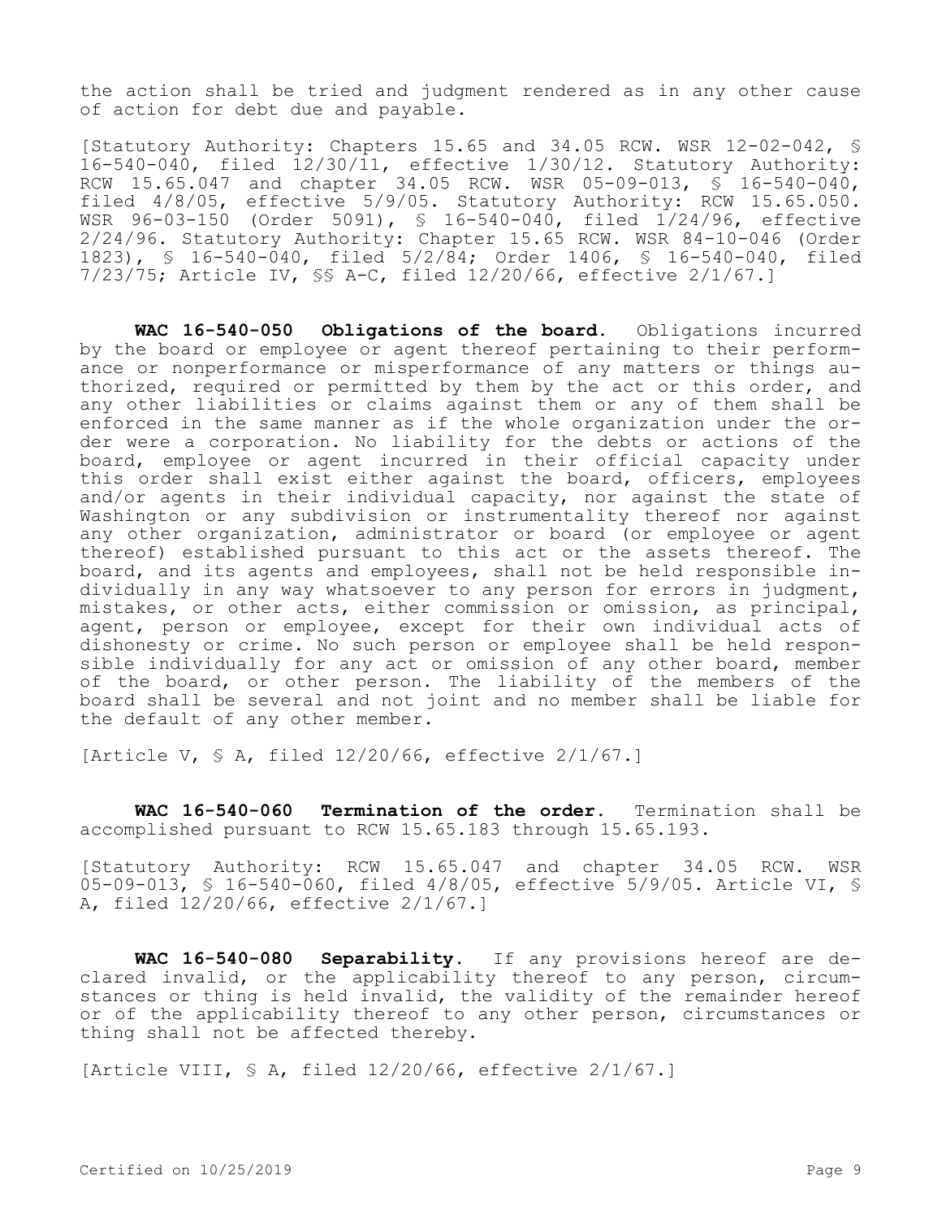the action shall be tried and judgment rendered as in any other cause of action for debt due and payable.

[Statutory Authority: Chapters 15.65 and 34.05 RCW. WSR 12-02-042, § 16-540-040, filed 12/30/11, effective 1/30/12. Statutory Authority: RCW 15.65.047 and chapter 34.05 RCW. WSR 05-09-013, § 16-540-040, filed 4/8/05, effective 5/9/05. Statutory Authority: RCW 15.65.050. WSR 96-03-150 (Order 5091), § 16-540-040, filed 1/24/96, effective 2/24/96. Statutory Authority: Chapter 15.65 RCW. WSR 84-10-046 (Order 1823), § 16-540-040, filed 5/2/84; Order 1406, § 16-540-040, filed 7/23/75; Article IV, §§ A-C, filed 12/20/66, effective 2/1/67.]

**WAC 16-540-050 Obligations of the board.** Obligations incurred by the board or employee or agent thereof pertaining to their performance or nonperformance or misperformance of any matters or things authorized, required or permitted by them by the act or this order, and any other liabilities or claims against them or any of them shall be enforced in the same manner as if the whole organization under the order were a corporation. No liability for the debts or actions of the board, employee or agent incurred in their official capacity under this order shall exist either against the board, officers, employees and/or agents in their individual capacity, nor against the state of Washington or any subdivision or instrumentality thereof nor against any other organization, administrator or board (or employee or agent thereof) established pursuant to this act or the assets thereof. The board, and its agents and employees, shall not be held responsible individually in any way whatsoever to any person for errors in judgment, mistakes, or other acts, either commission or omission, as principal, agent, person or employee, except for their own individual acts of dishonesty or crime. No such person or employee shall be held responsible individually for any act or omission of any other board, member of the board, or other person. The liability of the members of the board shall be several and not joint and no member shall be liable for the default of any other member.

[Article V, § A, filed 12/20/66, effective 2/1/67.]

**WAC 16-540-060 Termination of the order.** Termination shall be accomplished pursuant to RCW 15.65.183 through 15.65.193.

[Statutory Authority: RCW 15.65.047 and chapter 34.05 RCW. WSR 05-09-013, § 16-540-060, filed 4/8/05, effective 5/9/05. Article VI, § A, filed 12/20/66, effective 2/1/67.]

**WAC 16-540-080 Separability.** If any provisions hereof are declared invalid, or the applicability thereof to any person, circumstances or thing is held invalid, the validity of the remainder hereof or of the applicability thereof to any other person, circumstances or thing shall not be affected thereby.

[Article VIII, § A, filed 12/20/66, effective 2/1/67.]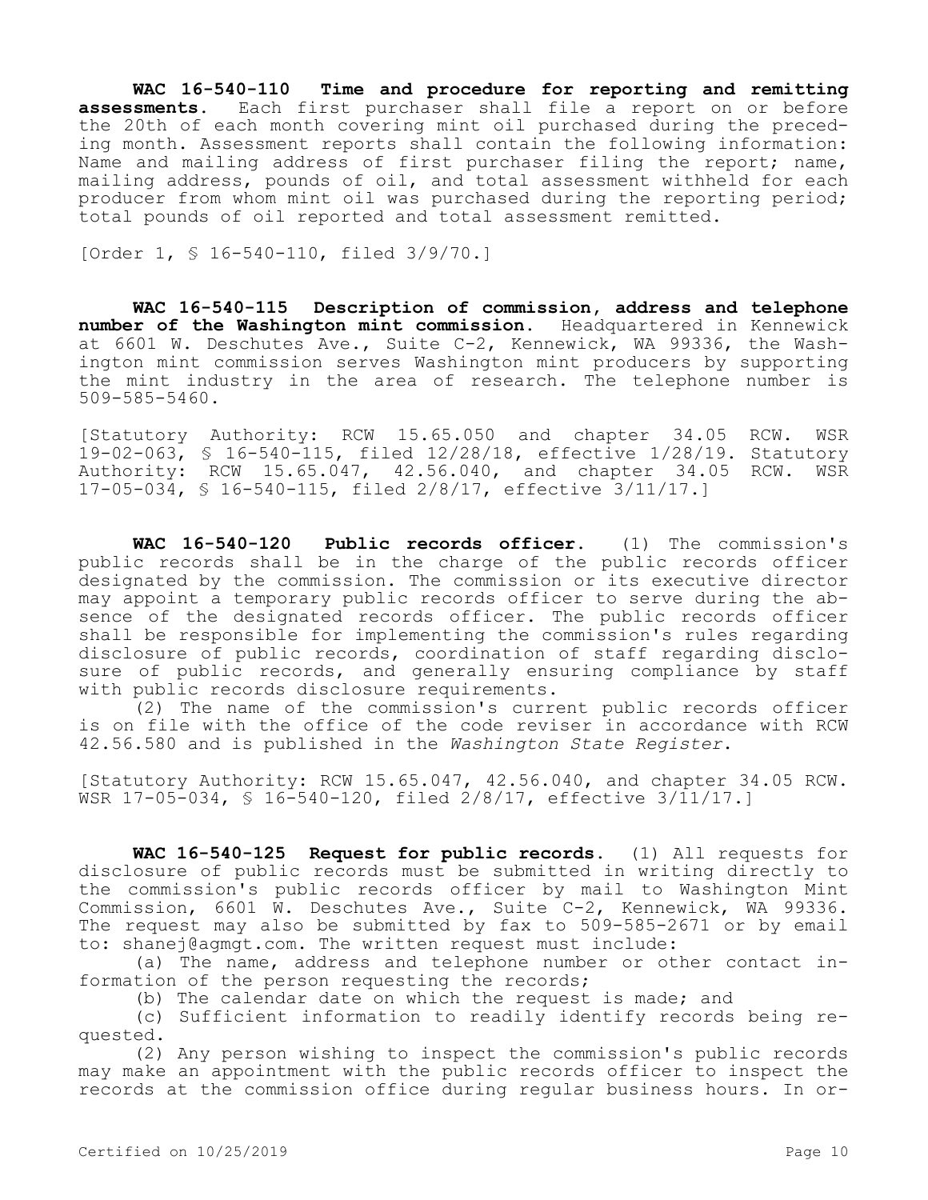**WAC 16-540-110 Time and procedure for reporting and remitting assessments.** Each first purchaser shall file a report on or before the 20th of each month covering mint oil purchased during the preceding month. Assessment reports shall contain the following information: Name and mailing address of first purchaser filing the report; name, mailing address, pounds of oil, and total assessment withheld for each producer from whom mint oil was purchased during the reporting period; total pounds of oil reported and total assessment remitted.

[Order 1, § 16-540-110, filed 3/9/70.]

**WAC 16-540-115 Description of commission, address and telephone number of the Washington mint commission.** Headquartered in Kennewick at 6601 W. Deschutes Ave., Suite C-2, Kennewick, WA 99336, the Washington mint commission serves Washington mint producers by supporting the mint industry in the area of research. The telephone number is 509-585-5460.

[Statutory Authority: RCW 15.65.050 and chapter 34.05 RCW. WSR 19-02-063, § 16-540-115, filed 12/28/18, effective 1/28/19. Statutory Authority: RCW 15.65.047, 42.56.040, and chapter 34.05 RCW. WSR 17-05-034, § 16-540-115, filed 2/8/17, effective 3/11/17.]

**WAC 16-540-120 Public records officer.** (1) The commission's public records shall be in the charge of the public records officer designated by the commission. The commission or its executive director may appoint a temporary public records officer to serve during the absence of the designated records officer. The public records officer shall be responsible for implementing the commission's rules regarding disclosure of public records, coordination of staff regarding disclosure of public records, and generally ensuring compliance by staff with public records disclosure requirements.

(2) The name of the commission's current public records officer is on file with the office of the code reviser in accordance with RCW 42.56.580 and is published in the *Washington State Register*.

[Statutory Authority: RCW 15.65.047, 42.56.040, and chapter 34.05 RCW. WSR 17-05-034, § 16-540-120, filed 2/8/17, effective 3/11/17.]

**WAC 16-540-125 Request for public records.** (1) All requests for disclosure of public records must be submitted in writing directly to the commission's public records officer by mail to Washington Mint Commission, 6601 W. Deschutes Ave., Suite C-2, Kennewick, WA 99336. The request may also be submitted by fax to 509-585-2671 or by email to: shanej@agmgt.com. The written request must include:

(a) The name, address and telephone number or other contact information of the person requesting the records;

(b) The calendar date on which the request is made; and

(c) Sufficient information to readily identify records being requested.

(2) Any person wishing to inspect the commission's public records may make an appointment with the public records officer to inspect the records at the commission office during regular business hours. In or-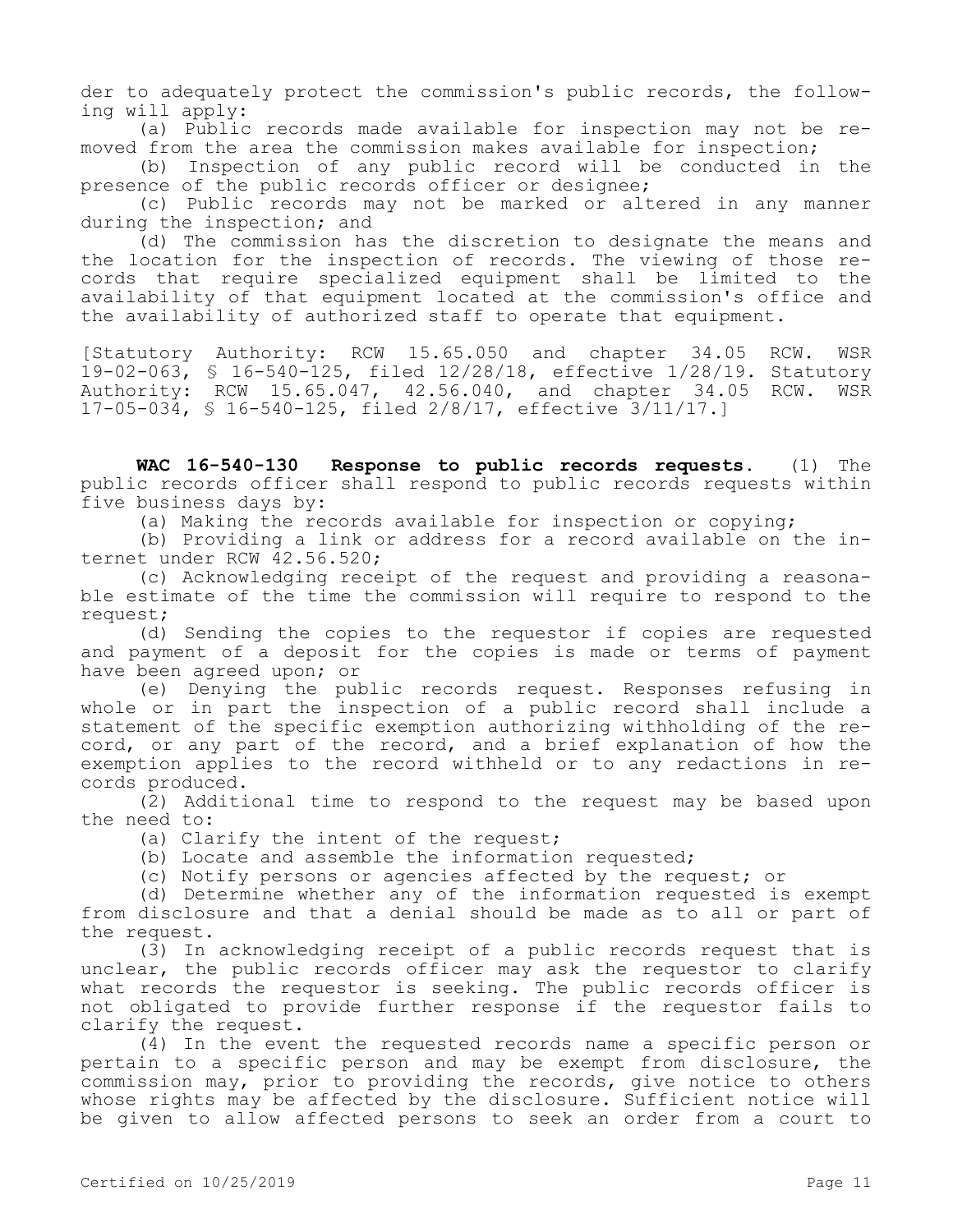der to adequately protect the commission's public records, the following will apply:

(a) Public records made available for inspection may not be removed from the area the commission makes available for inspection;

(b) Inspection of any public record will be conducted in the presence of the public records officer or designee;

(c) Public records may not be marked or altered in any manner during the inspection; and

(d) The commission has the discretion to designate the means and the location for the inspection of records. The viewing of those records that require specialized equipment shall be limited to the availability of that equipment located at the commission's office and the availability of authorized staff to operate that equipment.

[Statutory Authority: RCW 15.65.050 and chapter 34.05 RCW. WSR 19-02-063, § 16-540-125, filed 12/28/18, effective 1/28/19. Statutory Authority: RCW 15.65.047, 42.56.040, and chapter 34.05 RCW. WSR 17-05-034, § 16-540-125, filed 2/8/17, effective 3/11/17.]

**WAC 16-540-130 Response to public records requests.** (1) The public records officer shall respond to public records requests within five business days by:

(a) Making the records available for inspection or copying;

(b) Providing a link or address for a record available on the internet under RCW 42.56.520;

(c) Acknowledging receipt of the request and providing a reasonable estimate of the time the commission will require to respond to the request;

(d) Sending the copies to the requestor if copies are requested and payment of a deposit for the copies is made or terms of payment have been agreed upon; or

(e) Denying the public records request. Responses refusing in whole or in part the inspection of a public record shall include a statement of the specific exemption authorizing withholding of the record, or any part of the record, and a brief explanation of how the exemption applies to the record withheld or to any redactions in records produced.

(2) Additional time to respond to the request may be based upon the need to:

(a) Clarify the intent of the request;

(b) Locate and assemble the information requested;

(c) Notify persons or agencies affected by the request; or

(d) Determine whether any of the information requested is exempt from disclosure and that a denial should be made as to all or part of the request.

(3) In acknowledging receipt of a public records request that is unclear, the public records officer may ask the requestor to clarify what records the requestor is seeking. The public records officer is not obligated to provide further response if the requestor fails to clarify the request.

(4) In the event the requested records name a specific person or pertain to a specific person and may be exempt from disclosure, the commission may, prior to providing the records, give notice to others whose rights may be affected by the disclosure. Sufficient notice will be given to allow affected persons to seek an order from a court to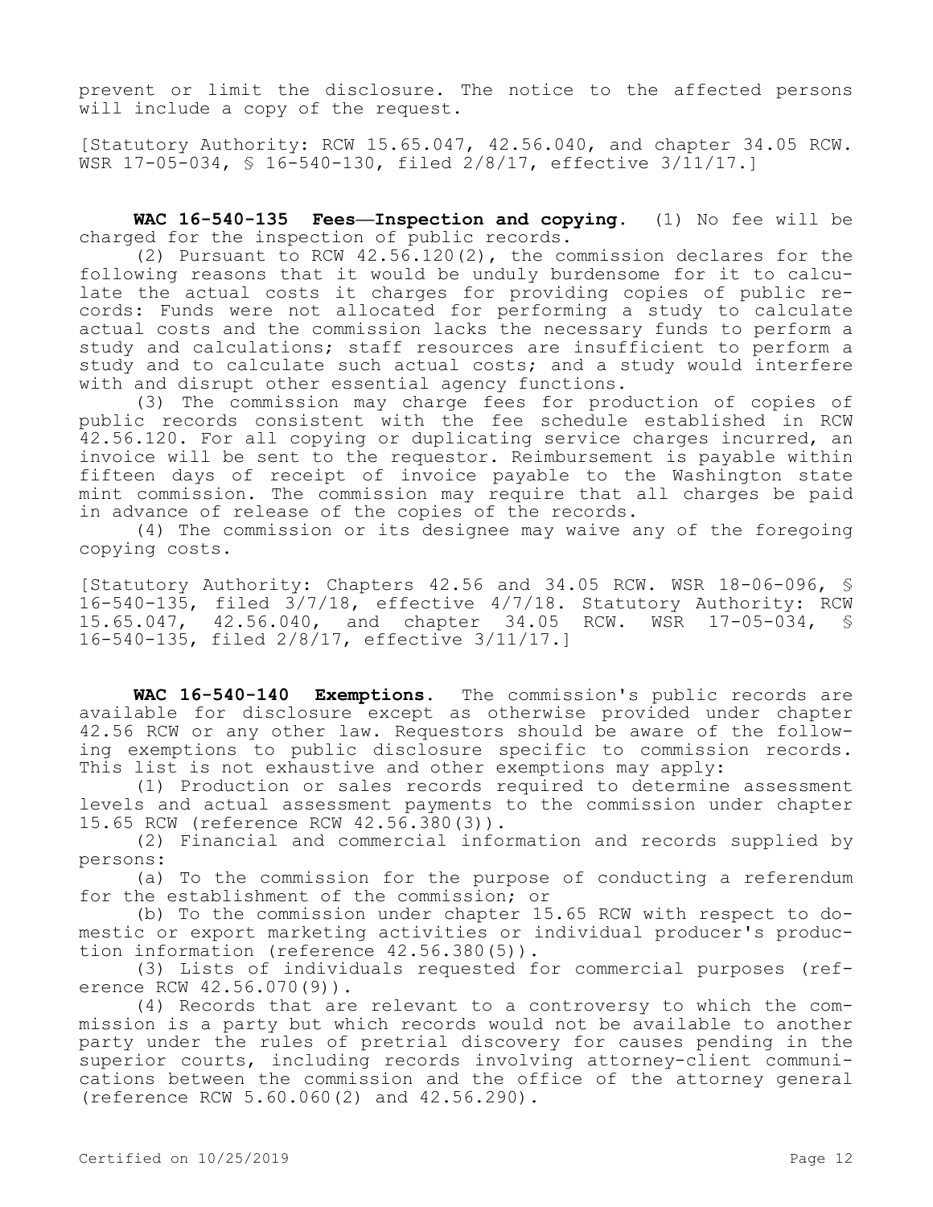prevent or limit the disclosure. The notice to the affected persons will include a copy of the request.

[Statutory Authority: RCW 15.65.047, 42.56.040, and chapter 34.05 RCW. WSR 17-05-034, § 16-540-130, filed 2/8/17, effective 3/11/17.]

**WAC 16-540-135 Fees—Inspection and copying.** (1) No fee will be charged for the inspection of public records.

(2) Pursuant to RCW 42.56.120(2), the commission declares for the following reasons that it would be unduly burdensome for it to calculate the actual costs it charges for providing copies of public records: Funds were not allocated for performing a study to calculate actual costs and the commission lacks the necessary funds to perform a study and calculations; staff resources are insufficient to perform a study and to calculate such actual costs; and a study would interfere with and disrupt other essential agency functions.

(3) The commission may charge fees for production of copies of public records consistent with the fee schedule established in RCW 42.56.120. For all copying or duplicating service charges incurred, an invoice will be sent to the requestor. Reimbursement is payable within fifteen days of receipt of invoice payable to the Washington state mint commission. The commission may require that all charges be paid in advance of release of the copies of the records.

(4) The commission or its designee may waive any of the foregoing copying costs.

[Statutory Authority: Chapters 42.56 and 34.05 RCW. WSR 18-06-096, § 16-540-135, filed 3/7/18, effective 4/7/18. Statutory Authority: RCW 15.65.047, 42.56.040, and chapter 34.05 RCW. WSR 17-05-034, § 16-540-135, filed 2/8/17, effective 3/11/17.]

**WAC 16-540-140 Exemptions.** The commission's public records are available for disclosure except as otherwise provided under chapter 42.56 RCW or any other law. Requestors should be aware of the following exemptions to public disclosure specific to commission records. This list is not exhaustive and other exemptions may apply:

(1) Production or sales records required to determine assessment levels and actual assessment payments to the commission under chapter 15.65 RCW (reference RCW 42.56.380(3)).

(2) Financial and commercial information and records supplied by persons:

(a) To the commission for the purpose of conducting a referendum for the establishment of the commission; or

(b) To the commission under chapter 15.65 RCW with respect to domestic or export marketing activities or individual producer's production information (reference 42.56.380(5)).

(3) Lists of individuals requested for commercial purposes (reference RCW 42.56.070(9)).

(4) Records that are relevant to a controversy to which the commission is a party but which records would not be available to another party under the rules of pretrial discovery for causes pending in the superior courts, including records involving attorney-client communications between the commission and the office of the attorney general (reference RCW 5.60.060(2) and 42.56.290).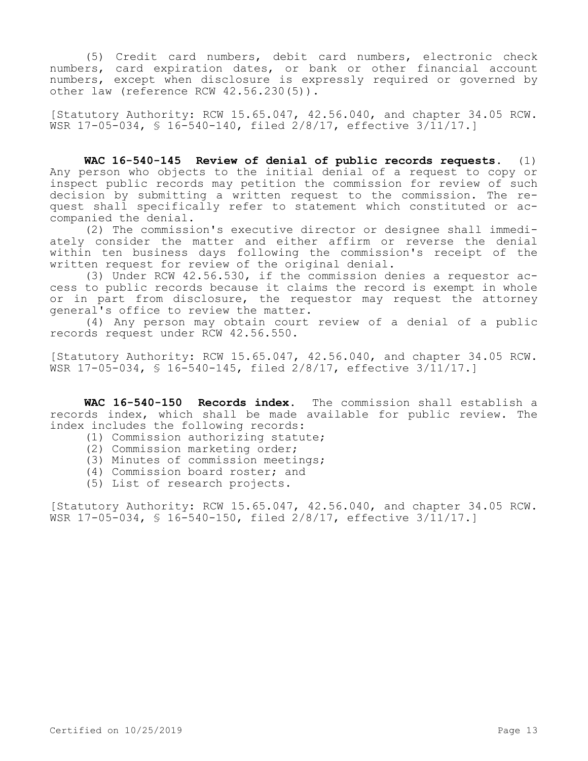(5) Credit card numbers, debit card numbers, electronic check numbers, card expiration dates, or bank or other financial account numbers, except when disclosure is expressly required or governed by other law (reference RCW 42.56.230(5)).

[Statutory Authority: RCW 15.65.047, 42.56.040, and chapter 34.05 RCW. WSR 17-05-034, § 16-540-140, filed 2/8/17, effective 3/11/17.]

**WAC 16-540-145 Review of denial of public records requests.** (1) Any person who objects to the initial denial of a request to copy or inspect public records may petition the commission for review of such decision by submitting a written request to the commission. The request shall specifically refer to statement which constituted or accompanied the denial.

(2) The commission's executive director or designee shall immediately consider the matter and either affirm or reverse the denial within ten business days following the commission's receipt of the written request for review of the original denial.

(3) Under RCW 42.56.530, if the commission denies a requestor access to public records because it claims the record is exempt in whole or in part from disclosure, the requestor may request the attorney general's office to review the matter.

(4) Any person may obtain court review of a denial of a public records request under RCW 42.56.550.

[Statutory Authority: RCW 15.65.047, 42.56.040, and chapter 34.05 RCW. WSR 17-05-034, § 16-540-145, filed 2/8/17, effective 3/11/17.]

**WAC 16-540-150 Records index.** The commission shall establish a records index, which shall be made available for public review. The index includes the following records:

(1) Commission authorizing statute;

(2) Commission marketing order;

(3) Minutes of commission meetings;

(4) Commission board roster; and

(5) List of research projects.

[Statutory Authority: RCW 15.65.047, 42.56.040, and chapter 34.05 RCW. WSR 17-05-034, § 16-540-150, filed 2/8/17, effective 3/11/17.]

Certified on 10/25/2019